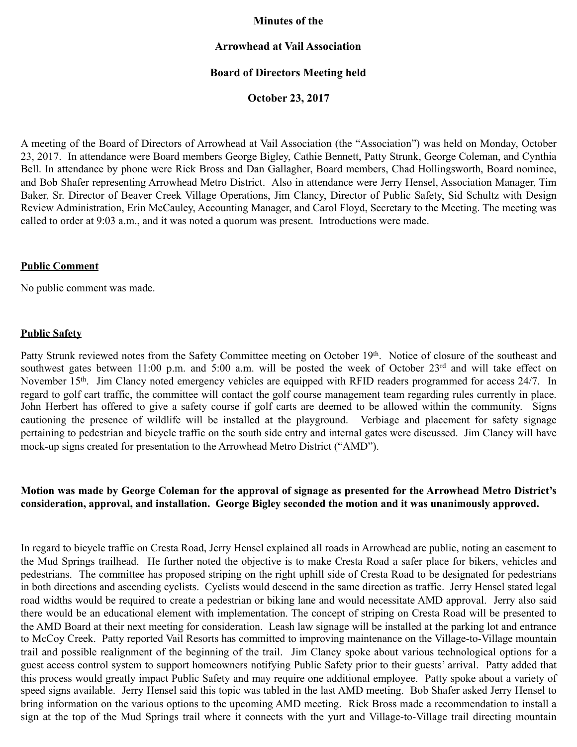**Minutes of the**

**Arrowhead at Vail Association**

**Board of Directors Meeting held**

**October 23, 2017**

A meeting of the Board of Directors of Arrowhead at Vail Association (the "Association") was held on Monday, October 23, 2017. In attendance were Board members George Bigley, Cathie Bennett, Patty Strunk, George Coleman, and Cynthia Bell. In attendance by phone were Rick Bross and Dan Gallagher, Board members, Chad Hollingsworth, Board nominee, and Bob Shafer representing Arrowhead Metro District. Also in attendance were Jerry Hensel, Association Manager, Tim Baker, Sr. Director of Beaver Creek Village Operations, Jim Clancy, Director of Public Safety, Sid Schultz with Design Review Administration, Erin McCauley, Accounting Manager, and Carol Floyd, Secretary to the Meeting. The meeting was called to order at 9:03 a.m., and it was noted a quorum was present. Introductions were made.

## Public Comment

No public comment was made.

## Public Safety

Patty Strunk reviewed notes from the Safety Committee meeting on October 19th. Notice of closure of the southeast and southwest gates between 11:00 p.m. and 5:00 a.m. will be posted the week of October 23rd and will take effect on November 15th. Jim Clancy noted emergency vehicles are equipped with RFID readers programmed for access 24/7. In regard to golf cart traffic, the committee will contact the golf course management team regarding rules currently in place. John Herbert has offered to give a safety course if golf carts are deemed to be allowed within the community. Signs cautioning the presence of wildlife will be installed at the playground. Verbiage and placement for safety signage pertaining to pedestrian and bicycle traffic on the south side entry and internal gates were discussed. Jim Clancy will have mock-up signs created for presentation to the Arrowhead Metro District ("AMD").

**Motion was made by George Coleman for the approval of signage as presented for the Arrowhead Metro District's consideration, approval, and installation. George Bigley seconded the motion and it was unanimously approved.**

In regard to bicycle traffic on Cresta Road, Jerry Hensel explained all roads in Arrowhead are public, noting an easement to the Mud Springs trailhead. He further noted the objective is to make Cresta Road a safer place for bikers, vehicles and pedestrians. The committee has proposed striping on the right uphill side of Cresta Road to be designated for pedestrians in both directions and ascending cyclists. Cyclists would descend in the same direction as traffic. Jerry Hensel stated legal road widths would be required to create a pedestrian or biking lane and would necessitate AMD approval. Jerry also said there would be an educational element with implementation. The concept of striping on Cresta Road will be presented to the AMD Board at their next meeting for consideration. Leash law signage will be installed at the parking lot and entrance to McCoy Creek. Patty reported Vail Resorts has committed to improving maintenance on the Village-to-Village mountain trail and possible realignment of the beginning of the trail. Jim Clancy spoke about various technological options for a guest access control system to support homeowners notifying Public Safety prior to their guests' arrival. Patty added that this process would greatly impact Public Safety and may require one additional employee. Patty spoke about a variety of speed signs available. Jerry Hensel said this topic was tabled in the last AMD meeting. Bob Shafer asked Jerry Hensel to bring information on the various options to the upcoming AMD meeting. Rick Bross made a recommendation to install a sign at the top of the Mud Springs trail where it connects with the yurt and Village-to-Village trail directing mountain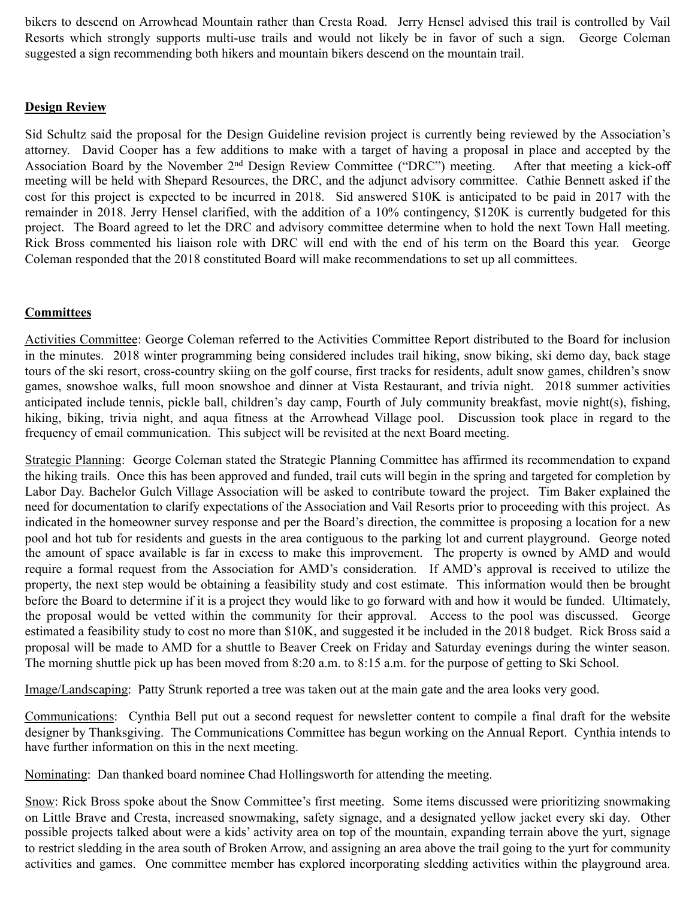bikers to descend on Arrowhead Mountain rather than Cresta Road. Jerry Hensel advised this trail is controlled by Vail Resorts which strongly supports multi-use trails and would not likely be in favor of such a sign. George Coleman suggested a sign recommending both hikers and mountain bikers descend on the mountain trail.

## Design Review

Sid Schultz said the proposal for the Design Guideline revision project is currently being reviewed by the Association's attorney. David Cooper has a few additions to make with a target of having a proposal in place and accepted by the Association Board by the November 2nd Design Review Committee ("DRC") meeting. After that meeting a kick-off meeting will be held with Shepard Resources, the DRC, and the adjunct advisory committee. Cathie Bennett asked if the cost for this project is expected to be incurred in 2018. Sid answered $10K is anticipated to be paid in 2017 with the remainder in 2018. Jerry Hensel clarified, with the addition of a 10% contingency, $120K is currently budgeted for this project. The Board agreed to let the DRC and advisory committee determine when to hold the next Town Hall meeting. Rick Bross commented his liaison role with DRC will end with the end of his term on the Board this year. George Coleman responded that the 2018 constituted Board will make recommendations to set up all committees.

## Committees

Activities Committee: George Coleman referred to the Activities Committee Report distributed to the Board for inclusion in the minutes. 2018 winter programming being considered includes trail hiking, snow biking, ski demo day, back stage tours of the ski resort, cross-country skiing on the golf course, first tracks for residents, adult snow games, children's snow games, snowshoe walks, full moon snowshoe and dinner at Vista Restaurant, and trivia night. 2018 summer activities anticipated include tennis, pickle ball, children's day camp, Fourth of July community breakfast, movie night(s), fishing, hiking, biking, trivia night, and aqua fitness at the Arrowhead Village pool. Discussion took place in regard to the frequency of email communication. This subject will be revisited at the next Board meeting.

Strategic Planning: George Coleman stated the Strategic Planning Committee has affirmed its recommendation to expand the hiking trails. Once this has been approved and funded, trail cuts will begin in the spring and targeted for completion by Labor Day. Bachelor Gulch Village Association will be asked to contribute toward the project. Tim Baker explained the need for documentation to clarify expectations of the Association and Vail Resorts prior to proceeding with this project. As indicated in the homeowner survey response and per the Board's direction, the committee is proposing a location for a new pool and hot tub for residents and guests in the area contiguous to the parking lot and current playground. George noted the amount of space available is far in excess to make this improvement. The property is owned by AMD and would require a formal request from the Association for AMD's consideration. If AMD's approval is received to utilize the property, the next step would be obtaining a feasibility study and cost estimate. This information would then be brought before the Board to determine if it is a project they would like to go forward with and how it would be funded. Ultimately, the proposal would be vetted within the community for their approval. Access to the pool was discussed. George estimated a feasibility study to cost no more than $10K, and suggested it be included in the 2018 budget. Rick Bross said a proposal will be made to AMD for a shuttle to Beaver Creek on Friday and Saturday evenings during the winter season. The morning shuttle pick up has been moved from 8:20 a.m. to 8:15 a.m. for the purpose of getting to Ski School.

Image/Landscaping: Patty Strunk reported a tree was taken out at the main gate and the area looks very good.

Communications: Cynthia Bell put out a second request for newsletter content to compile a final draft for the website designer by Thanksgiving. The Communications Committee has begun working on the Annual Report. Cynthia intends to have further information on this in the next meeting.

Nominating: Dan thanked board nominee Chad Hollingsworth for attending the meeting.

Snow: Rick Bross spoke about the Snow Committee's first meeting. Some items discussed were prioritizing snowmaking on Little Brave and Cresta, increased snowmaking, safety signage, and a designated yellow jacket every ski day. Other possible projects talked about were a kids' activity area on top of the mountain, expanding terrain above the yurt, signage to restrict sledding in the area south of Broken Arrow, and assigning an area above the trail going to the yurt for community activities and games. One committee member has explored incorporating sledding activities within the playground area.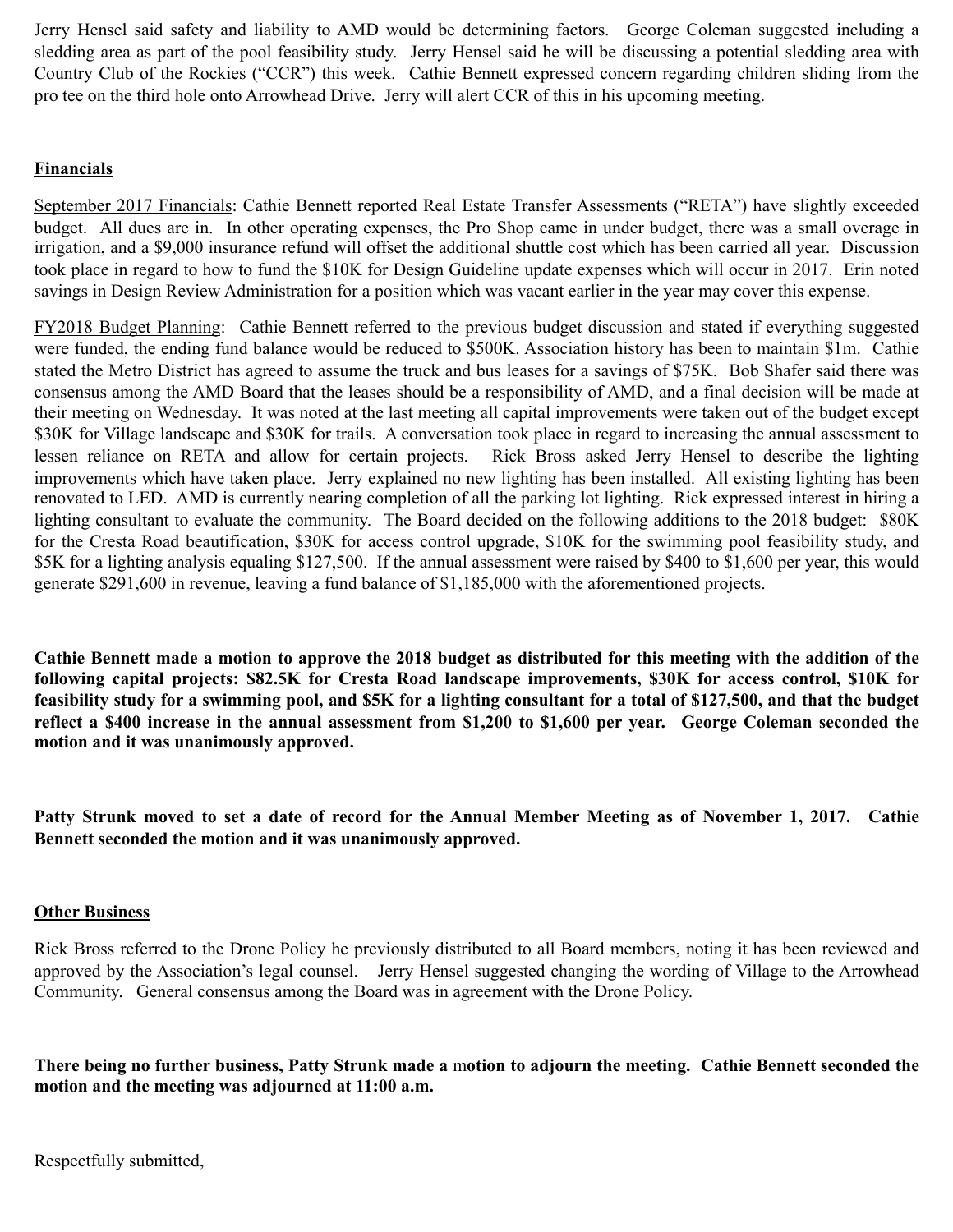Jerry Hensel said safety and liability to AMD would be determining factors. George Coleman suggested including a sledding area as part of the pool feasibility study. Jerry Hensel said he will be discussing a potential sledding area with Country Club of the Rockies ("CCR") this week. Cathie Bennett expressed concern regarding children sliding from the pro tee on the third hole onto Arrowhead Drive. Jerry will alert CCR of this in his upcoming meeting.

## Financials

September 2017 Financials: Cathie Bennett reported Real Estate Transfer Assessments ("RETA") have slightly exceeded budget. All dues are in. In other operating expenses, the Pro Shop came in under budget, there was a small overage in irrigation, and a $9,000 insurance refund will offset the additional shuttle cost which has been carried all year. Discussion took place in regard to how to fund the $10K for Design Guideline update expenses which will occur in 2017. Erin noted savings in Design Review Administration for a position which was vacant earlier in the year may cover this expense.

FY2018 Budget Planning: Cathie Bennett referred to the previous budget discussion and stated if everything suggested were funded, the ending fund balance would be reduced to $500K. Association history has been to maintain $1m. Cathie stated the Metro District has agreed to assume the truck and bus leases for a savings of $75K. Bob Shafer said there was consensus among the AMD Board that the leases should be a responsibility of AMD, and a final decision will be made at their meeting on Wednesday. It was noted at the last meeting all capital improvements were taken out of the budget except $30K for Village landscape and $30K for trails. A conversation took place in regard to increasing the annual assessment to lessen reliance on RETA and allow for certain projects. Rick Bross asked Jerry Hensel to describe the lighting improvements which have taken place. Jerry explained no new lighting has been installed. All existing lighting has been renovated to LED. AMD is currently nearing completion of all the parking lot lighting. Rick expressed interest in hiring a lighting consultant to evaluate the community. The Board decided on the following additions to the 2018 budget: $80K for the Cresta Road beautification, $30K for access control upgrade, $10K for the swimming pool feasibility study, and $5K for a lighting analysis equaling $127,500. If the annual assessment were raised by $400 to $1,600 per year, this would generate $291,600 in revenue, leaving a fund balance of $1,185,000 with the aforementioned projects.

**Cathie Bennett made a motion to approve the 2018 budget as distributed for this meeting with the addition of the following capital projects: $82.5K for Cresta Road landscape improvements, $30K for access control, $10K for feasibility study for a swimming pool, and $5K for a lighting consultant for a total of $127,500, and that the budget reflect a $400 increase in the annual assessment from $1,200 to $1,600 per year. George Coleman seconded the motion and it was unanimously approved.**

**Patty Strunk moved to set a date of record for the Annual Member Meeting as of November 1, 2017. Cathie Bennett seconded the motion and it was unanimously approved.**

## Other Business

Rick Bross referred to the Drone Policy he previously distributed to all Board members, noting it has been reviewed and approved by the Association's legal counsel. Jerry Hensel suggested changing the wording of Village to the Arrowhead Community. General consensus among the Board was in agreement with the Drone Policy.

**There being no further business, Patty Strunk made a motion to adjourn the meeting. Cathie Bennett seconded the motion and the meeting was adjourned at 11:00 a.m.**

Respectfully submitted,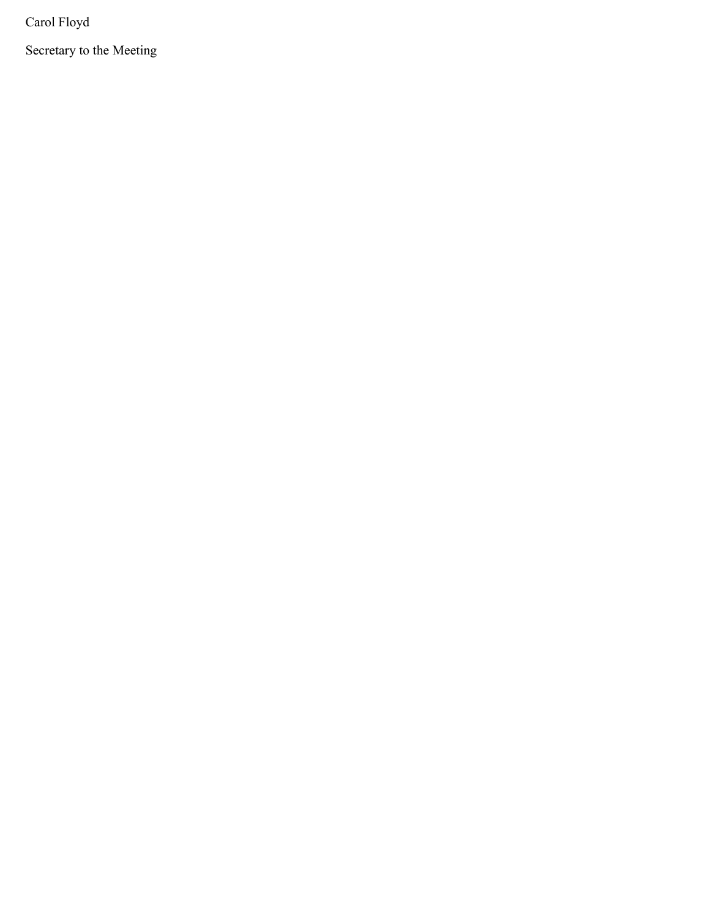Carol Floyd

Secretary to the Meeting